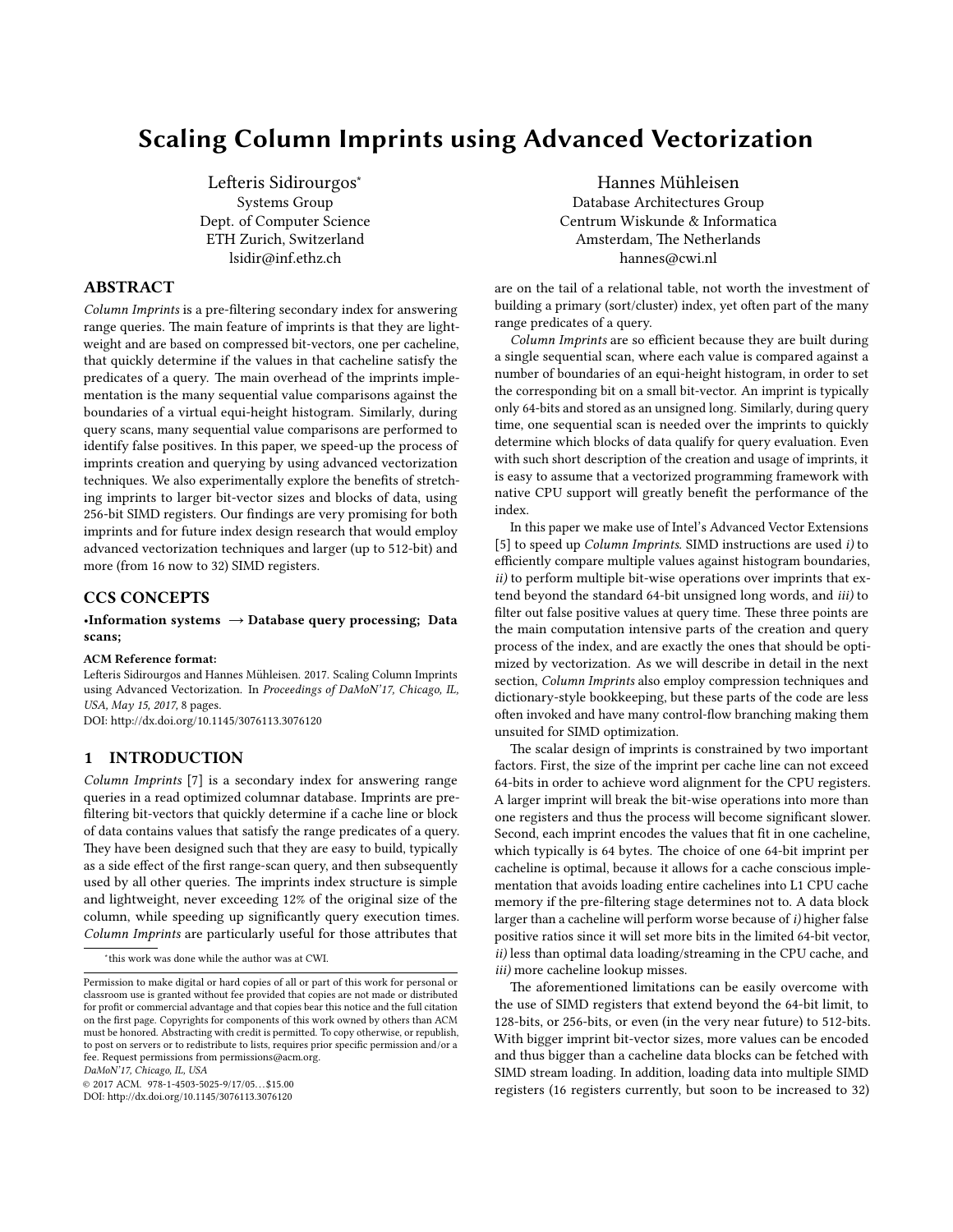# Scaling Column Imprints using Advanced Vectorization

Lefteris Sidirourgos*
Systems Group
Dept. of Computer Science
ETH Zurich, Switzerland
lsidir@inf.ethz.ch

Hannes Mühleisen
Database Architectures Group
Centrum Wiskunde & Informatica
Amsterdam, The Netherlands
hannes@cwi.nl

## ABSTRACT

*Column Imprints* is a pre-filtering secondary index for answering range queries. The main feature of imprints is that they are lightweight and are based on compressed bit-vectors, one per cacheline, that quickly determine if the values in that cacheline satisfy the predicates of a query. The main overhead of the imprints implementation is the many sequential value comparisons against the boundaries of a virtual equi-height histogram. Similarly, during query scans, many sequential value comparisons are performed to identify false positives. In this paper, we speed-up the process of imprints creation and querying by using advanced vectorization techniques. We also experimentally explore the benefits of stretching imprints to larger bit-vector sizes and blocks of data, using 256-bit SIMD registers. Our findings are very promising for both imprints and for future index design research that would employ advanced vectorization techniques and larger (up to 512-bit) and more (from 16 now to 32) SIMD registers.

## CCS CONCEPTS

•**Information systems** → **Database query processing; Data scans;**

**ACM Reference format:**
Lefteris Sidirourgos and Hannes Mühleisen. 2017. Scaling Column Imprints using Advanced Vectorization. In *Proceedings of DaMoN'17, Chicago, IL, USA, May 15, 2017,* 8 pages.
DOI: http://dx.doi.org/10.1145/3076113.3076120

## 1 INTRODUCTION

*Column Imprints* [7] is a secondary index for answering range queries in a read optimized columnar database. Imprints are pre-filtering bit-vectors that quickly determine if a cache line or block of data contains values that satisfy the range predicates of a query. They have been designed such that they are easy to build, typically as a side effect of the first range-scan query, and then subsequently used by all other queries. The imprints index structure is simple and lightweight, never exceeding 12% of the original size of the column, while speeding up significantly query execution times. *Column Imprints* are particularly useful for those attributes that are on the tail of a relational table, not worth the investment of building a primary (sort/cluster) index, yet often part of the many range predicates of a query.

*Column Imprints* are so efficient because they are built during a single sequential scan, where each value is compared against a number of boundaries of an equi-height histogram, in order to set the corresponding bit on a small bit-vector. An imprint is typically only 64-bits and stored as an unsigned long. Similarly, during query time, one sequential scan is needed over the imprints to quickly determine which blocks of data qualify for query evaluation. Even with such short description of the creation and usage of imprints, it is easy to assume that a vectorized programming framework with native CPU support will greatly benefit the performance of the index.

In this paper we make use of Intel's Advanced Vector Extensions [5] to speed up *Column Imprints*. SIMD instructions are used *i)* to efficiently compare multiple values against histogram boundaries, *ii)* to perform multiple bit-wise operations over imprints that extend beyond the standard 64-bit unsigned long words, and *iii)* to filter out false positive values at query time. These three points are the main computation intensive parts of the creation and query process of the index, and are exactly the ones that should be optimized by vectorization. As we will describe in detail in the next section, *Column Imprints* also employ compression techniques and dictionary-style bookkeeping, but these parts of the code are less often invoked and have many control-flow branching making them unsuited for SIMD optimization.

The scalar design of imprints is constrained by two important factors. First, the size of the imprint per cache line can not exceed 64-bits in order to achieve word alignment for the CPU registers. A larger imprint will break the bit-wise operations into more than one registers and thus the process will become significant slower. Second, each imprint encodes the values that fit in one cacheline, which typically is 64 bytes. The choice of one 64-bit imprint per cacheline is optimal, because it allows for a cache conscious implementation that avoids loading entire cachelines into L1 CPU cache memory if the pre-filtering stage determines not to. A data block larger than a cacheline will perform worse because of *i)* higher false positive ratios since it will set more bits in the limited 64-bit vector, *ii)* less than optimal data loading/streaming in the CPU cache, and *iii)* more cacheline lookup misses.

The aforementioned limitations can be easily overcome with the use of SIMD registers that extend beyond the 64-bit limit, to 128-bits, or 256-bits, or even (in the very near future) to 512-bits. With bigger imprint bit-vector sizes, more values can be encoded and thus bigger than a cacheline data blocks can be fetched with SIMD stream loading. In addition, loading data into multiple SIMD registers (16 registers currently, but soon to be increased to 32)

*this work was done while the author was at CWI.

Permission to make digital or hard copies of all or part of this work for personal or classroom use is granted without fee provided that copies are not made or distributed for profit or commercial advantage and that copies bear this notice and the full citation on the first page. Copyrights for components of this work owned by others than ACM must be honored. Abstracting with credit is permitted. To copy otherwise, or republish, to post on servers or to redistribute to lists, requires prior specific permission and/or a fee. Request permissions from permissions@acm.org.
*DaMoN'17, Chicago, IL, USA*
© 2017 ACM. 978-1-4503-5025-9/17/05...$15.00
DOI: http://dx.doi.org/10.1145/3076113.3076120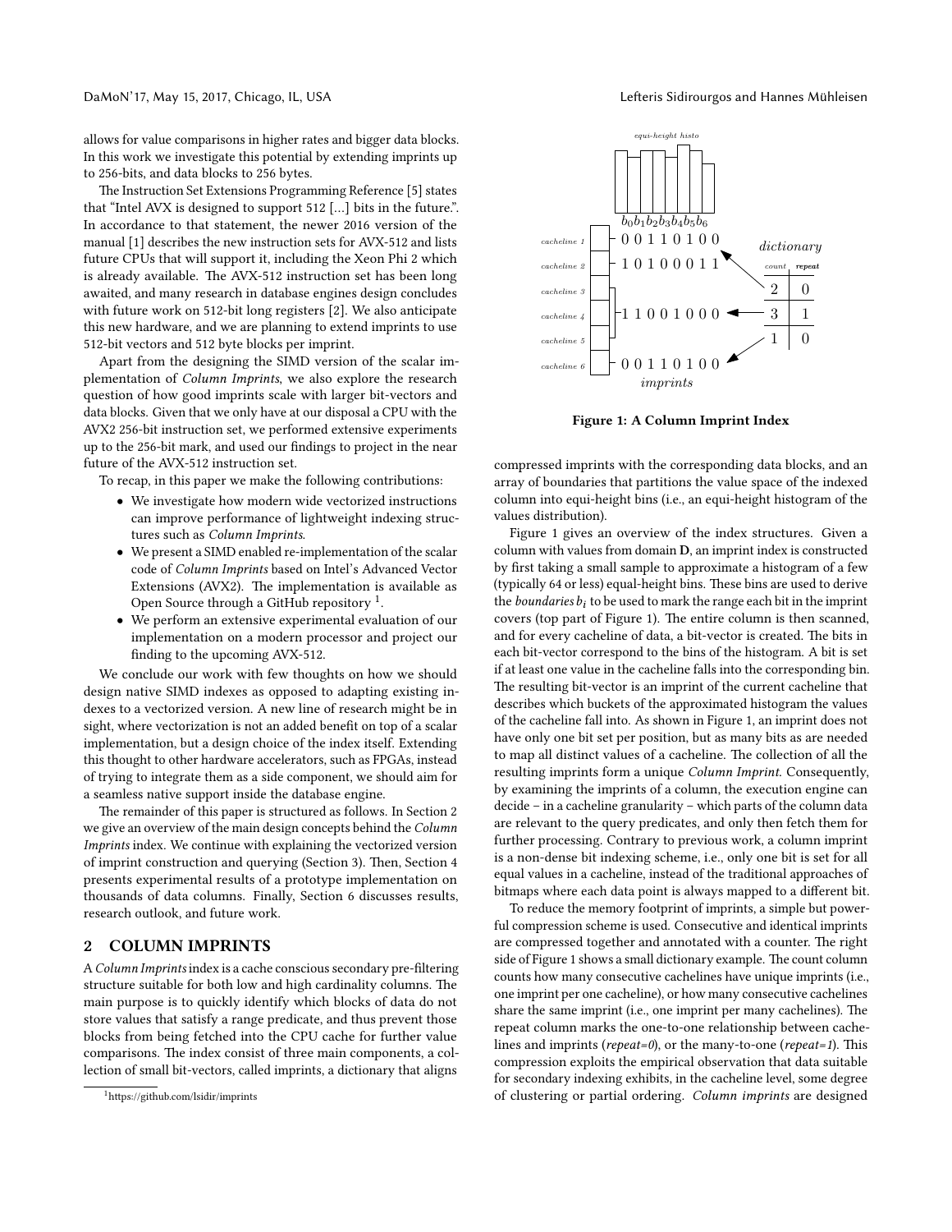allows for value comparisons in higher rates and bigger data blocks. In this work we investigate this potential by extending imprints up to 256-bits, and data blocks to 256 bytes.

The Instruction Set Extensions Programming Reference [5] states that "Intel AVX is designed to support 512 [...] bits in the future.". In accordance to that statement, the newer 2016 version of the manual [1] describes the new instruction sets for AVX-512 and lists future CPUs that will support it, including the Xeon Phi 2 which is already available. The AVX-512 instruction set has been long awaited, and many research in database engines design concludes with future work on 512-bit long registers [2]. We also anticipate this new hardware, and we are planning to extend imprints to use 512-bit vectors and 512 byte blocks per imprint.

Apart from the designing the SIMD version of the scalar implementation of *Column Imprints*, we also explore the research question of how good imprints scale with larger bit-vectors and data blocks. Given that we only have at our disposal a CPU with the AVX2 256-bit instruction set, we performed extensive experiments up to the 256-bit mark, and used our findings to project in the near future of the AVX-512 instruction set.

To recap, in this paper we make the following contributions:

- We investigate how modern wide vectorized instructions can improve performance of lightweight indexing structures such as *Column Imprints*.
- We present a SIMD enabled re-implementation of the scalar code of *Column Imprints* based on Intel's Advanced Vector Extensions (AVX2). The implementation is available as Open Source through a GitHub repository [1].
- We perform an extensive experimental evaluation of our implementation on a modern processor and project our finding to the upcoming AVX-512.

We conclude our work with few thoughts on how we should design native SIMD indexes as opposed to adapting existing indexes to a vectorized version. A new line of research might be in sight, where vectorization is not an added benefit on top of a scalar implementation, but a design choice of the index itself. Extending this thought to other hardware accelerators, such as FPGAs, instead of trying to integrate them as a side component, we should aim for a seamless native support inside the database engine.

The remainder of this paper is structured as follows. In Section 2 we give an overview of the main design concepts behind the *Column Imprints* index. We continue with explaining the vectorized version of imprint construction and querying (Section 3). Then, Section 4 presents experimental results of a prototype implementation on thousands of data columns. Finally, Section 6 discusses results, research outlook, and future work.

## 2 COLUMN IMPRINTS

A *Column Imprints* index is a cache conscious secondary pre-filtering structure suitable for both low and high cardinality columns. The main purpose is to quickly identify which blocks of data do not store values that satisfy a range predicate, and thus prevent those blocks from being fetched into the CPU cache for further value comparisons. The index consist of three main components, a collection of small bit-vectors, called imprints, a dictionary that aligns compressed imprints with the corresponding data blocks, and an array of boundaries that partitions the value space of the indexed column into equi-height bins (i.e., an equi-height histogram of the values distribution).

Figure 1: A Column Imprint Index

Figure 1 gives an overview of the index structures. Given a column with values from domain **D**, an imprint index is constructed by first taking a small sample to approximate a histogram of a few (typically 64 or less) equal-height bins. These bins are used to derive the *boundaries* $b_i$ to be used to mark the range each bit in the imprint covers (top part of Figure 1). The entire column is then scanned, and for every cacheline of data, a bit-vector is created. The bits in each bit-vector correspond to the bins of the histogram. A bit is set if at least one value in the cacheline falls into the corresponding bin. The resulting bit-vector is an imprint of the current cacheline that describes which buckets of the approximated histogram the values of the cacheline fall into. As shown in Figure 1, an imprint does not have only one bit set per position, but as many bits as are needed to map all distinct values of a cacheline. The collection of all the resulting imprints form a unique *Column Imprint*. Consequently, by examining the imprints of a column, the execution engine can decide – in a cacheline granularity – which parts of the column data are relevant to the query predicates, and only then fetch them for further processing. Contrary to previous work, a column imprint is a non-dense bit indexing scheme, i.e., only one bit is set for all equal values in a cacheline, instead of the traditional approaches of bitmaps where each data point is always mapped to a different bit.

To reduce the memory footprint of imprints, a simple but powerful compression scheme is used. Consecutive and identical imprints are compressed together and annotated with a counter. The right side of Figure 1 shows a small dictionary example. The count column counts how many consecutive cachelines have unique imprints (i.e., one imprint per one cacheline), or how many consecutive cachelines share the same imprint (i.e., one imprint per many cachelines). The repeat column marks the one-to-one relationship between cachelines and imprints (*repeat=0*), or the many-to-one (*repeat=1*). This compression exploits the empirical observation that data suitable for secondary indexing exhibits, in the cacheline level, some degree of clustering or partial ordering. *Column imprints* are designed

[1] https://github.com/lsidir/imprints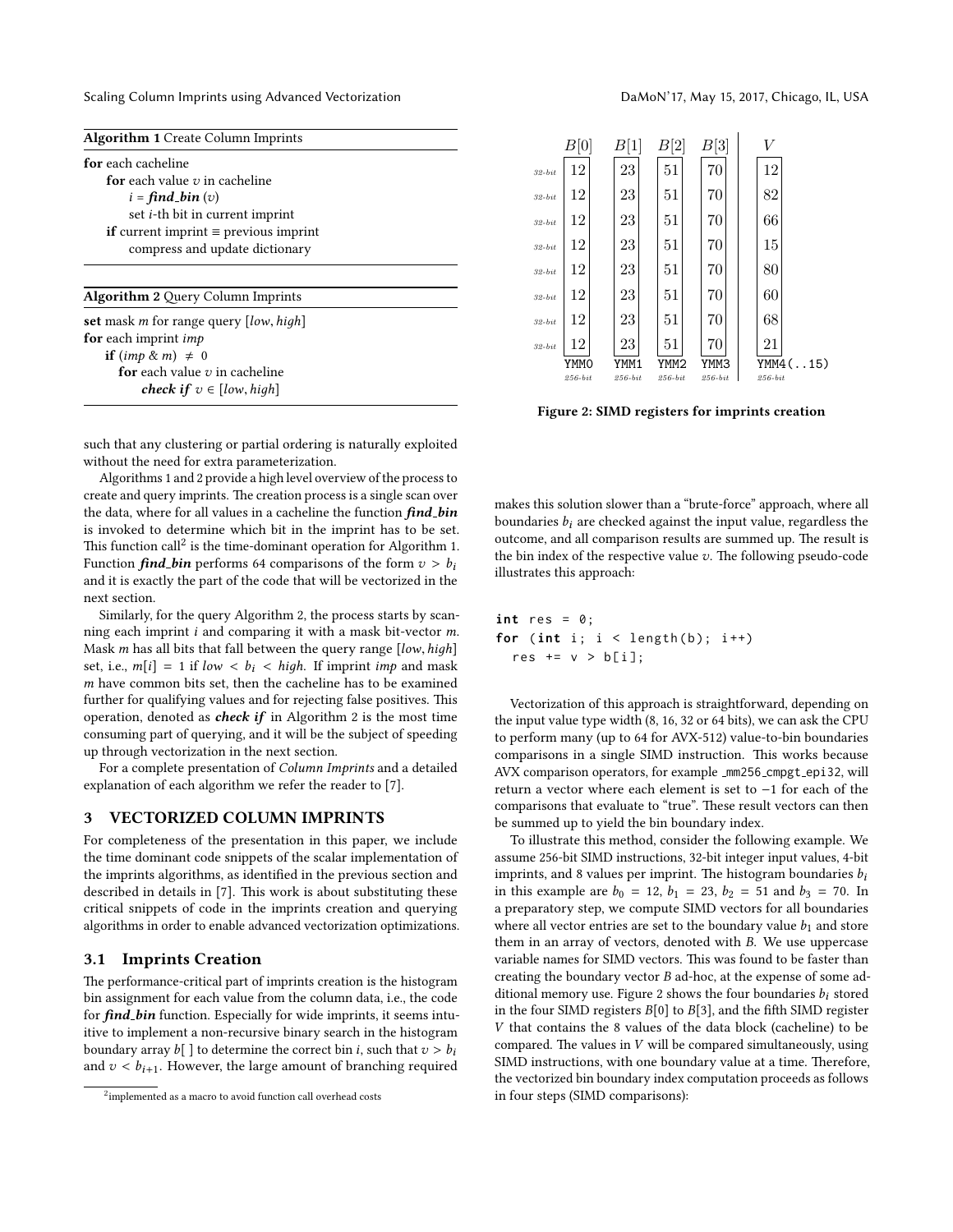**Algorithm 1** Create Column Imprints

**for** each cacheline
  **for** each value $v$ in cacheline
    $i$ = ***find_bin*** ($v$)
    set $i$-th bit in current imprint
  **if** current imprint ≡ previous imprint
    compress and update dictionary

**Algorithm 2** Query Column Imprints

**set** mask $m$ for range query $[low, high]$
**for** each imprint $imp$
  **if** $(imp \,\&\, m) \neq 0$
    **for** each value $v$ in cacheline
      ***check if*** $v \in [low, high]$

such that any clustering or partial ordering is naturally exploited without the need for extra parameterization.

Algorithms 1 and 2 provide a high level overview of the process to create and query imprints. The creation process is a single scan over the data, where for all values in a cacheline the function ***find_bin*** is invoked to determine which bit in the imprint has to be set. This function call[2] is the time-dominant operation for Algorithm 1. Function ***find_bin*** performs 64 comparisons of the form $v > b_i$ and it is exactly the part of the code that will be vectorized in the next section.

Similarly, for the query Algorithm 2, the process starts by scanning each imprint $i$ and comparing it with a mask bit-vector $m$. Mask $m$ has all bits that fall between the query range $[low, high]$ set, i.e., $m[i] = 1$ if $low < b_i < high$. If imprint $imp$ and mask $m$ have common bits set, then the cacheline has to be examined further for qualifying values and for rejecting false positives. This operation, denoted as ***check if*** in Algorithm 2 is the most time consuming part of querying, and it will be the subject of speeding up through vectorization in the next section.

For a complete presentation of *Column Imprints* and a detailed explanation of each algorithm we refer the reader to [7].

## 3 VECTORIZED COLUMN IMPRINTS

For completeness of the presentation in this paper, we include the time dominant code snippets of the scalar implementation of the imprints algorithms, as identified in the previous section and described in details in [7]. This work is about substituting these critical snippets of code in the imprints creation and querying algorithms in order to enable advanced vectorization optimizations.

### 3.1 Imprints Creation

The performance-critical part of imprints creation is the histogram bin assignment for each value from the column data, i.e., the code for ***find_bin*** function. Especially for wide imprints, it seems intuitive to implement a non-recursive binary search in the histogram boundary array $b[\,]$ to determine the correct bin $i$, such that $v > b_i$ and $v < b_{i+1}$. However, the large amount of branching required makes this solution slower than a "brute-force" approach, where all boundaries $b_i$ are checked against the input value, regardless the outcome, and all comparison results are summed up. The result is the bin index of the respective value $v$. The following pseudo-code illustrates this approach:

```
int res = 0;
for (int i; i < length(b); i++)
  res += v > b[i];
```

Vectorization of this approach is straightforward, depending on the input value type width (8, 16, 32 or 64 bits), we can ask the CPU to perform many (up to 64 for AVX-512) value-to-bin boundaries comparisons in a single SIMD instruction. This works because AVX comparison operators, for example _mm256_cmpgt_epi32, will return a vector where each element is set to −1 for each of the comparisons that evaluate to "true". These result vectors can then be summed up to yield the bin boundary index.

To illustrate this method, consider the following example. We assume 256-bit SIMD instructions, 32-bit integer input values, 4-bit imprints, and 8 values per imprint. The histogram boundaries $b_i$ in this example are $b_0 = 12$, $b_1 = 23$, $b_2 = 51$ and $b_3 = 70$. In a preparatory step, we compute SIMD vectors for all boundaries where all vector entries are set to the boundary value $b_1$ and store them in an array of vectors, denoted with $B$. We use uppercase variable names for SIMD vectors. This was found to be faster than creating the boundary vector $B$ ad-hoc, at the expense of some additional memory use. Figure 2 shows the four boundaries $b_i$ stored in the four SIMD registers $B[0]$ to $B[3]$, and the fifth SIMD register $V$ that contains the 8 values of the data block (cacheline) to be compared. The values in $V$ will be compared simultaneously, using SIMD instructions, with one boundary value at a time. Therefore, the vectorized bin boundary index computation proceeds as follows in four steps (SIMD comparisons):

| | $B[0]$ | $B[1]$ | $B[2]$ | $B[3]$ | $V$ |
|---|---|---|---|---|---|
| 32-bit | 12 | 23 | 51 | 70 | 12 |
| 32-bit | 12 | 23 | 51 | 70 | 82 |
| 32-bit | 12 | 23 | 51 | 70 | 66 |
| 32-bit | 12 | 23 | 51 | 70 | 15 |
| 32-bit | 12 | 23 | 51 | 70 | 80 |
| 32-bit | 12 | 23 | 51 | 70 | 60 |
| 32-bit | 12 | 23 | 51 | 70 | 68 |
| 32-bit | 12 | 23 | 51 | 70 | 21 |
| | YMM0 (256-bit) | YMM1 (256-bit) | YMM2 (256-bit) | YMM3 (256-bit) | YMM4(..15) (256-bit) |

**Figure 2: SIMD registers for imprints creation**

[2] implemented as a macro to avoid function call overhead costs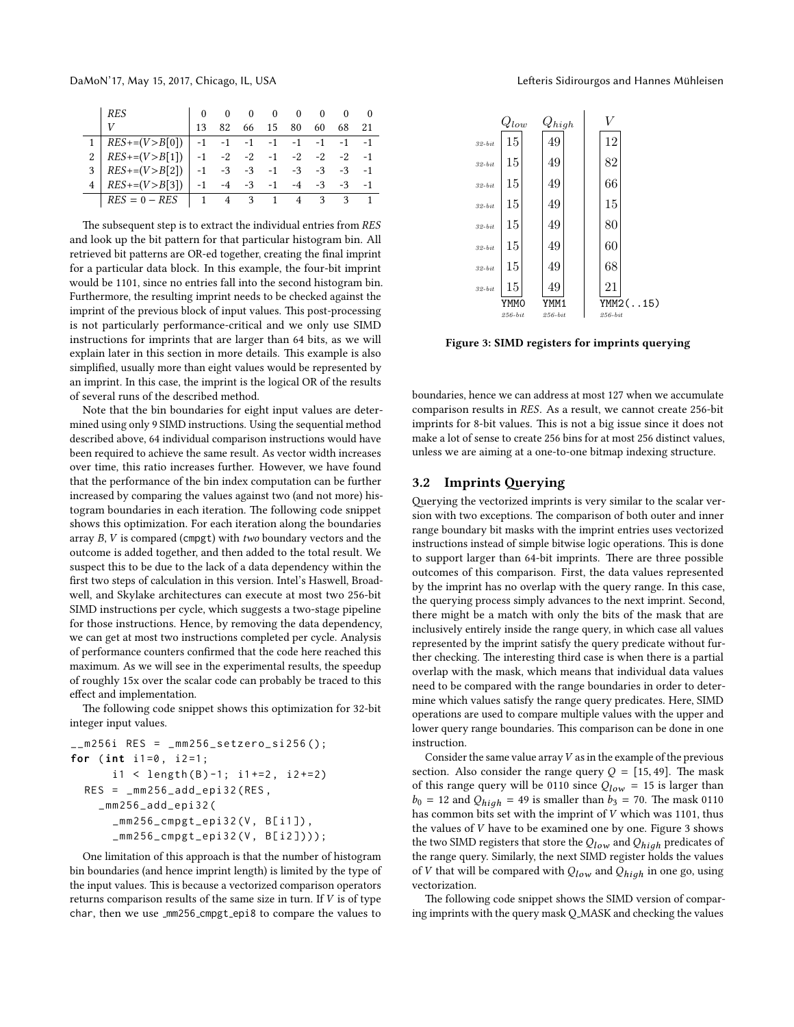|   | *RES* | 0 | 0 | 0 | 0 | 0 | 0 | 0 | 0 |
|---|---|---|---|---|---|---|---|---|---|
|   | *V* | 13 | 82 | 66 | 15 | 80 | 60 | 68 | 21 |
| 1 | *RES*+=(*V*>*B*[0]) | -1 | -1 | -1 | -1 | -1 | -1 | -1 | -1 |
| 2 | *RES*+=(*V*>*B*[1]) | -1 | -2 | -2 | -1 | -2 | -2 | -2 | -1 |
| 3 | *RES*+=(*V*>*B*[2]) | -1 | -3 | -3 | -1 | -3 | -3 | -3 | -1 |
| 4 | *RES*+=(*V*>*B*[3]) | -1 | -4 | -3 | -1 | -4 | -3 | -3 | -1 |
|   | *RES* = 0 − *RES* | 1 | 4 | 3 | 1 | 4 | 3 | 3 | 1 |

The subsequent step is to extract the individual entries from *RES* and look up the bit pattern for that particular histogram bin. All retrieved bit patterns are OR-ed together, creating the final imprint for a particular data block. In this example, the four-bit imprint would be 1101, since no entries fall into the second histogram bin. Furthermore, the resulting imprint needs to be checked against the imprint of the previous block of input values. This post-processing is not particularly performance-critical and we only use SIMD instructions for imprints that are larger than 64 bits, as we will explain later in this section in more details. This example is also simplified, usually more than eight values would be represented by an imprint. In this case, the imprint is the logical OR of the results of several runs of the described method.

Note that the bin boundaries for eight input values are determined using only 9 SIMD instructions. Using the sequential method described above, 64 individual comparison instructions would have been required to achieve the same result. As vector width increases over time, this ratio increases further. However, we have found that the performance of the bin index computation can be further increased by comparing the values against two (and not more) histogram boundaries in each iteration. The following code snippet shows this optimization. For each iteration along the boundaries array *B*, *V* is compared (`cmpgt`) with *two* boundary vectors and the outcome is added together, and then added to the total result. We suspect this to be due to the lack of a data dependency within the first two steps of calculation in this version. Intel's Haswell, Broadwell, and Skylake architectures can execute at most two 256-bit SIMD instructions per cycle, which suggests a two-stage pipeline for those instructions. Hence, by removing the data dependency, we can get at most two instructions completed per cycle. Analysis of performance counters confirmed that the code here reached this maximum. As we will see in the experimental results, the speedup of roughly 15x over the scalar code can probably be traced to this effect and implementation.

The following code snippet shows this optimization for 32-bit integer input values.

```
__m256i RES = _mm256_setzero_si256();
for (int i1=0, i2=1;
      i1 < length(B)-1; i1+=2, i2+=2)
  RES = _mm256_add_epi32(RES,
    _mm256_add_epi32(
      _mm256_cmpgt_epi32(V, B[i1]),
      _mm256_cmpgt_epi32(V, B[i2])));
```

One limitation of this approach is that the number of histogram bin boundaries (and hence imprint length) is limited by the type of the input values. This is because a vectorized comparison operators returns comparison results of the same size in turn. If *V* is of type `char`, then we use _mm256_cmpgt_epi8 to compare the values to boundaries, hence we can address at most 127 when we accumulate comparison results in *RES*. As a result, we cannot create 256-bit imprints for 8-bit values. This is not a big issue since it does not make a lot of sense to create 256 bins for at most 256 distinct values, unless we are aiming at a one-to-one bitmap indexing structure.

| | $Q_{low}$ | $Q_{high}$ | $V$ |
|---|---|---|---|
| 32-bit | 15 | 49 | 12 |
| 32-bit | 15 | 49 | 82 |
| 32-bit | 15 | 49 | 66 |
| 32-bit | 15 | 49 | 15 |
| 32-bit | 15 | 49 | 80 |
| 32-bit | 15 | 49 | 60 |
| 32-bit | 15 | 49 | 68 |
| 32-bit | 15 | 49 | 21 |
| | YMM0 (256-bit) | YMM1 (256-bit) | YMM2(..15) (256-bit) |

**Figure 3: SIMD registers for imprints querying**

## 3.2 Imprints Querying

Querying the vectorized imprints is very similar to the scalar version with two exceptions. The comparison of both outer and inner range boundary bit masks with the imprint entries uses vectorized instructions instead of simple bitwise logic operations. This is done to support larger than 64-bit imprints. There are three possible outcomes of this comparison. First, the data values represented by the imprint has no overlap with the query range. In this case, the querying process simply advances to the next imprint. Second, there might be a match with only the bits of the mask that are inclusively entirely inside the range query, in which case all values represented by the imprint satisfy the query predicate without further checking. The interesting third case is when there is a partial overlap with the mask, which means that individual data values need to be compared with the range boundaries in order to determine which values satisfy the range query predicates. Here, SIMD operations are used to compare multiple values with the upper and lower query range boundaries. This comparison can be done in one instruction.

Consider the same value array *V* as in the example of the previous section. Also consider the range query $Q = [15, 49]$. The mask of this range query will be 0110 since $Q_{low} = 15$ is larger than $b_0 = 12$ and $Q_{high} = 49$ is smaller than $b_3 = 70$. The mask 0110 has common bits set with the imprint of *V* which was 1101, thus the values of *V* have to be examined one by one. Figure 3 shows the two SIMD registers that store the $Q_{low}$ and $Q_{high}$ predicates of the range query. Similarly, the next SIMD register holds the values of *V* that will be compared with $Q_{low}$ and $Q_{high}$ in one go, using vectorization.

The following code snippet shows the SIMD version of comparing imprints with the query mask Q_MASK and checking the values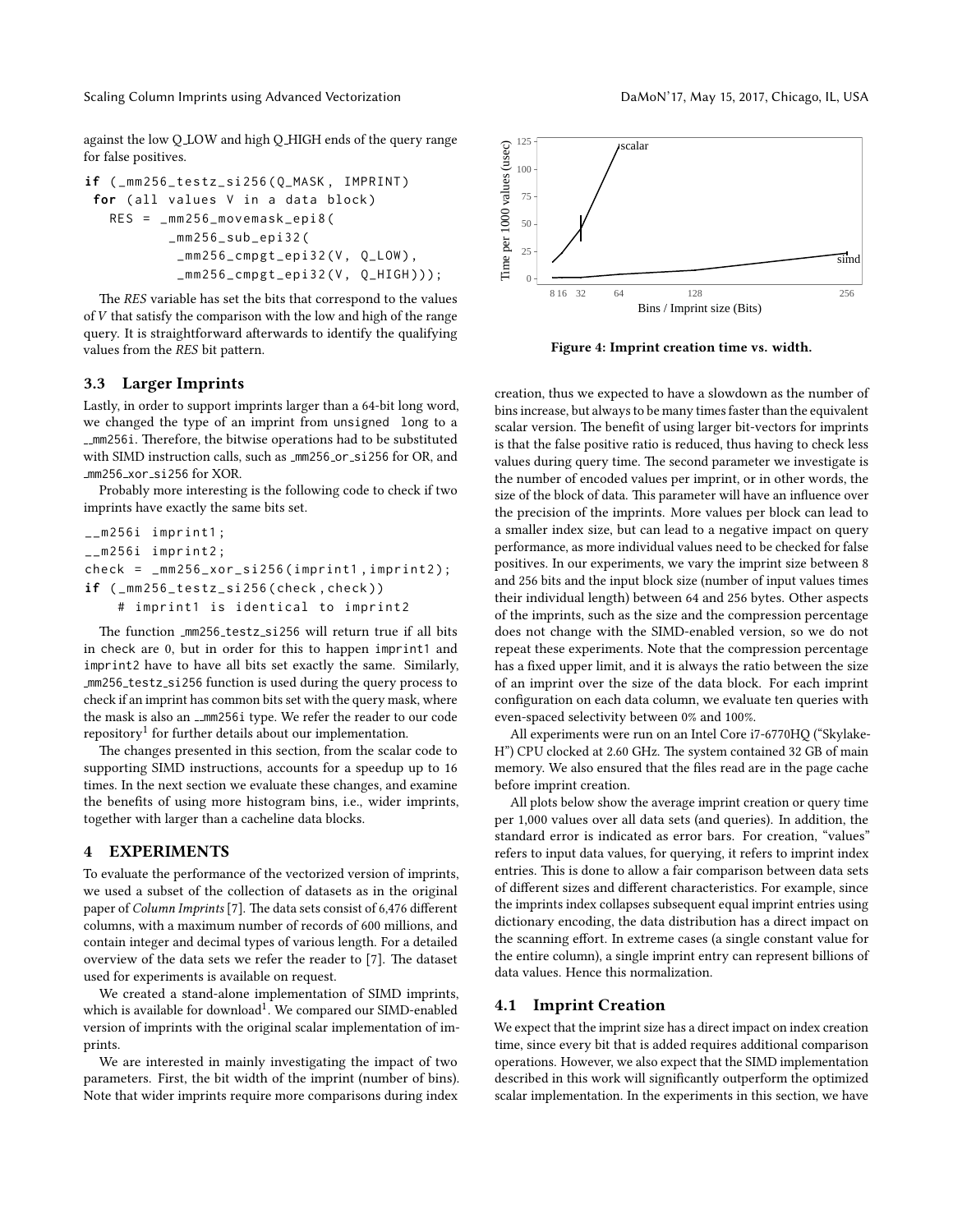against the low Q_LOW and high Q_HIGH ends of the query range for false positives.

```
if (_mm256_testz_si256(Q_MASK, IMPRINT)
 for (all values V in a data block)
   RES = _mm256_movemask_epi8(
           _mm256_sub_epi32(
            _mm256_cmpgt_epi32(V, Q_LOW),
            _mm256_cmpgt_epi32(V, Q_HIGH)));
```

The *RES* variable has set the bits that correspond to the values of *V* that satisfy the comparison with the low and high of the range query. It is straightforward afterwards to identify the qualifying values from the *RES* bit pattern.

### 3.3 Larger Imprints

Lastly, in order to support imprints larger than a 64-bit long word, we changed the type of an imprint from `unsigned long` to a `__m256i`. Therefore, the bitwise operations had to be substituted with SIMD instruction calls, such as _mm256_or_si256 for OR, and _mm256_xor_si256 for XOR.

Probably more interesting is the following code to check if two imprints have exactly the same bits set.

```
__m256i imprint1;
__m256i imprint2;
check = _mm256_xor_si256(imprint1,imprint2);
if (_mm256_testz_si256(check,check))
    # imprint1 is identical to imprint2
```

The function _mm256_testz_si256 will return true if all bits in check are 0, but in order for this to happen `imprint1` and `imprint2` have to have all bits set exactly the same. Similarly, _mm256_testz_si256 function is used during the query process to check if an imprint has common bits set with the query mask, where the mask is also an __m256i type. We refer the reader to our code repository[1] for further details about our implementation.

The changes presented in this section, from the scalar code to supporting SIMD instructions, accounts for a speedup up to 16 times. In the next section we evaluate these changes, and examine the benefits of using more histogram bins, i.e., wider imprints, together with larger than a cacheline data blocks.

## 4 EXPERIMENTS

To evaluate the performance of the vectorized version of imprints, we used a subset of the collection of datasets as in the original paper of *Column Imprints* [7]. The data sets consist of 6,476 different columns, with a maximum number of records of 600 millions, and contain integer and decimal types of various length. For a detailed overview of the data sets we refer the reader to [7]. The dataset used for experiments is available on request.

We created a stand-alone implementation of SIMD imprints, which is available for download[1]. We compared our SIMD-enabled version of imprints with the original scalar implementation of imprints.

We are interested in mainly investigating the impact of two parameters. First, the bit width of the imprint (number of bins). Note that wider imprints require more comparisons during index creation, thus we expected to have a slowdown as the number of bins increase, but always to be many times faster than the equivalent scalar version. The benefit of using larger bit-vectors for imprints is that the false positive ratio is reduced, thus having to check less values during query time. The second parameter we investigate is the number of encoded values per imprint, or in other words, the size of the block of data. This parameter will have an influence over the precision of the imprints. More values per block can lead to a smaller index size, but can lead to a negative impact on query performance, as more individual values need to be checked for false positives. In our experiments, we vary the imprint size between 8 and 256 bits and the input block size (number of input values times their individual length) between 64 and 256 bytes. Other aspects of the imprints, such as the size and the compression percentage does not change with the SIMD-enabled version, so we do not repeat these experiments. Note that the compression percentage has a fixed upper limit, and it is always the ratio between the size of an imprint over the size of the data block. For each imprint configuration on each data column, we evaluate ten queries with even-spaced selectivity between 0% and 100%.

All experiments were run on an Intel Core i7-6770HQ ("Skylake-H") CPU clocked at 2.60 GHz. The system contained 32 GB of main memory. We also ensured that the files read are in the page cache before imprint creation.

All plots below show the average imprint creation or query time per 1,000 values over all data sets (and queries). In addition, the standard error is indicated as error bars. For creation, "values" refers to input data values, for querying, it refers to imprint index entries. This is done to allow a fair comparison between data sets of different sizes and different characteristics. For example, since the imprints index collapses subsequent equal imprint entries using dictionary encoding, the data distribution has a direct impact on the scanning effort. In extreme cases (a single constant value for the entire column), a single imprint entry can represent billions of data values. Hence this normalization.

**Figure 4: Imprint creation time vs. width.**

### 4.1 Imprint Creation

We expect that the imprint size has a direct impact on index creation time, since every bit that is added requires additional comparison operations. However, we also expect that the SIMD implementation described in this work will significantly outperform the optimized scalar implementation. In the experiments in this section, we have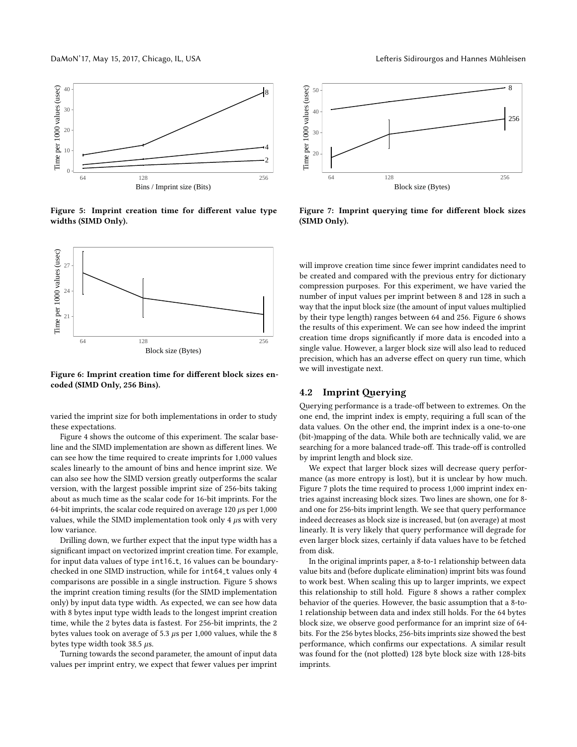Figure 5: Imprint creation time for different value type widths (SIMD Only).

Figure 6: Imprint creation time for different block sizes encoded (SIMD Only, 256 Bins).

varied the imprint size for both implementations in order to study these expectations.

Figure 4 shows the outcome of this experiment. The scalar baseline and the SIMD implementation are shown as different lines. We can see how the time required to create imprints for 1,000 values scales linearly to the amount of bins and hence imprint size. We can also see how the SIMD version greatly outperforms the scalar version, with the largest possible imprint size of 256-bits taking about as much time as the scalar code for 16-bit imprints. For the 64-bit imprints, the scalar code required on average 120 $\mu$s per 1,000 values, while the SIMD implementation took only 4 $\mu$s with very low variance.

Drilling down, we further expect that the input type width has a significant impact on vectorized imprint creation time. For example, for input data values of type `int16_t`, 16 values can be boundary-checked in one SIMD instruction, while for `int64_t` values only 4 comparisons are possible in a single instruction. Figure 5 shows the imprint creation timing results (for the SIMD implementation only) by input data type width. As expected, we can see how data with 8 bytes input type width leads to the longest imprint creation time, while the 2 bytes data is fastest. For 256-bit imprints, the 2 bytes values took on average of 5.3 $\mu$s per 1,000 values, while the 8 bytes type width took 38.5 $\mu$s.

Turning towards the second parameter, the amount of input data values per imprint entry, we expect that fewer values per imprint

Figure 7: Imprint querying time for different block sizes (SIMD Only).

will improve creation time since fewer imprint candidates need to be created and compared with the previous entry for dictionary compression purposes. For this experiment, we have varied the number of input values per imprint between 8 and 128 in such a way that the input block size (the amount of input values multiplied by their type length) ranges between 64 and 256. Figure 6 shows the results of this experiment. We can see how indeed the imprint creation time drops significantly if more data is encoded into a single value. However, a larger block size will also lead to reduced precision, which has an adverse effect on query run time, which we will investigate next.

## 4.2 Imprint Querying

Querying performance is a trade-off between to extremes. On the one end, the imprint index is empty, requiring a full scan of the data values. On the other end, the imprint index is a one-to-one (bit-)mapping of the data. While both are technically valid, we are searching for a more balanced trade-off. This trade-off is controlled by imprint length and block size.

We expect that larger block sizes will decrease query performance (as more entropy is lost), but it is unclear by how much. Figure 7 plots the time required to process 1,000 imprint index entries against increasing block sizes. Two lines are shown, one for 8- and one for 256-bits imprint length. We see that query performance indeed decreases as block size is increased, but (on average) at most linearly. It is very likely that query performance will degrade for even larger block sizes, certainly if data values have to be fetched from disk.

In the original imprints paper, a 8-to-1 relationship between data value bits and (before duplicate elimination) imprint bits was found to work best. When scaling this up to larger imprints, we expect this relationship to still hold. Figure 8 shows a rather complex behavior of the queries. However, the basic assumption that a 8-to-1 relationship between data and index still holds. For the 64 bytes block size, we observe good performance for an imprint size of 64-bits. For the 256 bytes blocks, 256-bits imprints size showed the best performance, which confirms our expectations. A similar result was found for the (not plotted) 128 byte block size with 128-bits imprints.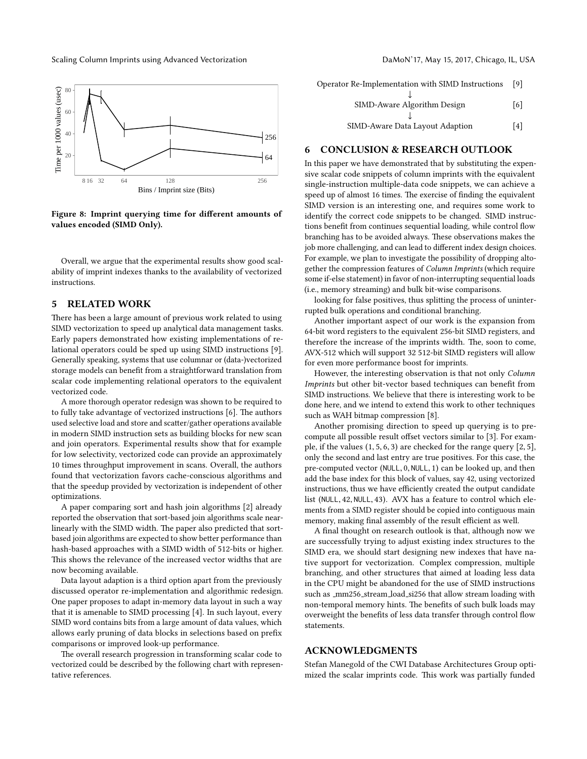Figure 8: Imprint querying time for different amounts of values encoded (SIMD Only).

Overall, we argue that the experimental results show good scalability of imprint indexes thanks to the availability of vectorized instructions.

## 5 RELATED WORK

There has been a large amount of previous work related to using SIMD vectorization to speed up analytical data management tasks. Early papers demonstrated how existing implementations of relational operators could be sped up using SIMD instructions [9]. Generally speaking, systems that use columnar or (data-)vectorized storage models can benefit from a straightforward translation from scalar code implementing relational operators to the equivalent vectorized code.

A more thorough operator redesign was shown to be required to to fully take advantage of vectorized instructions [6]. The authors used selective load and store and scatter/gather operations available in modern SIMD instruction sets as building blocks for new scan and join operators. Experimental results show that for example for low selectivity, vectorized code can provide an approximately 10 times throughput improvement in scans. Overall, the authors found that vectorization favors cache-conscious algorithms and that the speedup provided by vectorization is independent of other optimizations.

A paper comparing sort and hash join algorithms [2] already reported the observation that sort-based join algorithms scale near-linearly with the SIMD width. The paper also predicted that sort-based join algorithms are expected to show better performance than hash-based approaches with a SIMD width of 512-bits or higher. This shows the relevance of the increased vector widths that are now becoming available.

Data layout adaption is a third option apart from the previously discussed operator re-implementation and algorithmic redesign. One paper proposes to adapt in-memory data layout in such a way that it is amenable to SIMD processing [4]. In such layout, every SIMD word contains bits from a large amount of data values, which allows early pruning of data blocks in selections based on prefix comparisons or improved look-up performance.

The overall research progression in transforming scalar code to vectorized could be described by the following chart with representative references.

Operator Re-Implementation with SIMD Instructions [9]
↓
SIMD-Aware Algorithm Design [6]
↓
SIMD-Aware Data Layout Adaption [4]

## 6 CONCLUSION & RESEARCH OUTLOOK

In this paper we have demonstrated that by substituting the expensive scalar code snippets of column imprints with the equivalent single-instruction multiple-data code snippets, we can achieve a speed up of almost 16 times. The exercise of finding the equivalent SIMD version is an interesting one, and requires some work to identify the correct code snippets to be changed. SIMD instructions benefit from continues sequential loading, while control flow branching has to be avoided always. These observations makes the job more challenging, and can lead to different index design choices. For example, we plan to investigate the possibility of dropping altogether the compression features of *Column Imprints* (which require some if-else statement) in favor of non-interrupting sequential loads (i.e., memory streaming) and bulk bit-wise comparisons.

looking for false positives, thus splitting the process of uninterrupted bulk operations and conditional branching.

Another important aspect of our work is the expansion from 64-bit word registers to the equivalent 256-bit SIMD registers, and therefore the increase of the imprints width. The, soon to come, AVX-512 which will support 32 512-bit SIMD registers will allow for even more performance boost for imprints.

However, the interesting observation is that not only *Column Imprints* but other bit-vector based techniques can benefit from SIMD instructions. We believe that there is interesting work to be done here, and we intend to extend this work to other techniques such as WAH bitmap compression [8].

Another promising direction to speed up querying is to pre-compute all possible result offset vectors similar to [3]. For example, if the values $(1, 5, 6, 3)$ are checked for the range query $[2, 5]$, only the second and last entry are true positives. For this case, the pre-computed vector (NULL, 0, NULL, 1) can be looked up, and then add the base index for this block of values, say 42, using vectorized instructions, thus we have efficiently created the output candidate list (NULL, 42, NULL, 43). AVX has a feature to control which elements from a SIMD register should be copied into contiguous main memory, making final assembly of the result efficient as well.

A final thought on research outlook is that, although now we are successfully trying to adjust existing index structures to the SIMD era, we should start designing new indexes that have native support for vectorization. Complex compression, multiple branching, and other structures that aimed at loading less data in the CPU might be abandoned for the use of SIMD instructions such as _mm256_stream_load_si256 that allow stream loading with non-temporal memory hints. The benefits of such bulk loads may overweight the benefits of less data transfer through control flow statements.

## ACKNOWLEDGMENTS

Stefan Manegold of the CWI Database Architectures Group optimized the scalar imprints code. This work was partially funded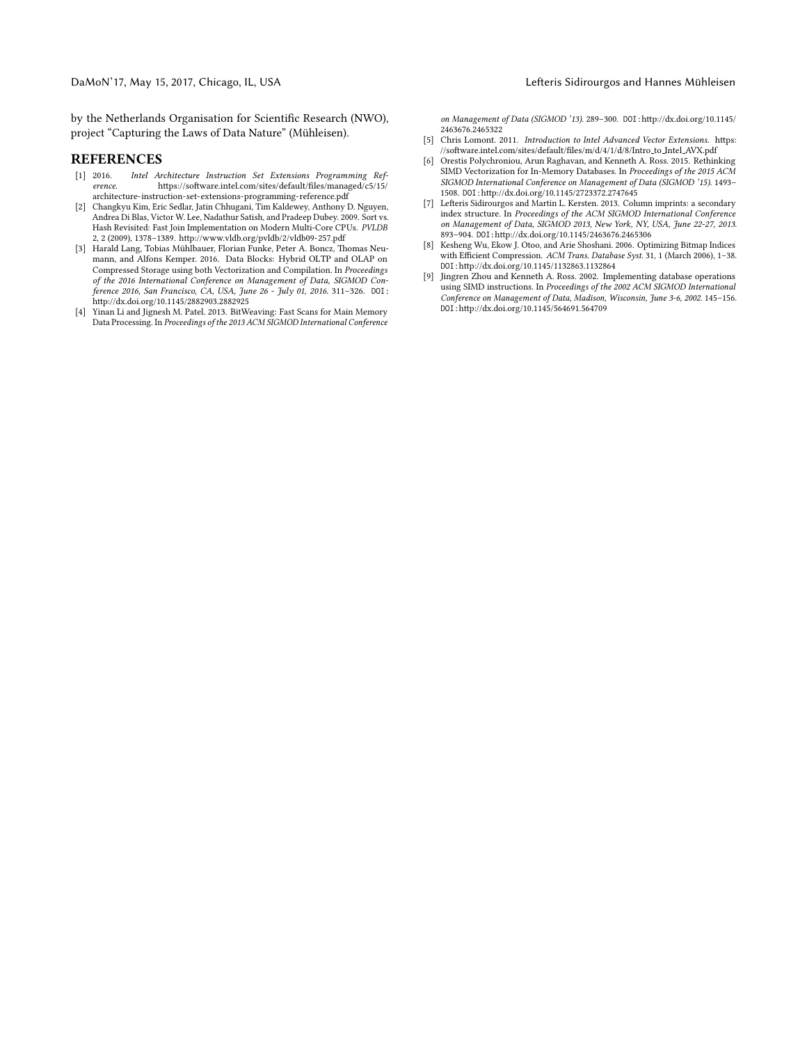by the Netherlands Organisation for Scientific Research (NWO), project "Capturing the Laws of Data Nature" (Mühleisen).

## REFERENCES

- [1] 2016. *Intel Architecture Instruction Set Extensions Programming Reference.* https://software.intel.com/sites/default/files/managed/c5/15/architecture-instruction-set-extensions-programming-reference.pdf
- [2] Changkyu Kim, Eric Sedlar, Jatin Chhugani, Tim Kaldewey, Anthony D. Nguyen, Andrea Di Blas, Victor W. Lee, Nadathur Satish, and Pradeep Dubey. 2009. Sort vs. Hash Revisited: Fast Join Implementation on Modern Multi-Core CPUs. *PVLDB* 2, 2 (2009), 1378–1389. http://www.vldb.org/pvldb/2/vldb09-257.pdf
- [3] Harald Lang, Tobias Mühlbauer, Florian Funke, Peter A. Boncz, Thomas Neumann, and Alfons Kemper. 2016. Data Blocks: Hybrid OLTP and OLAP on Compressed Storage using both Vectorization and Compilation. In *Proceedings of the 2016 International Conference on Management of Data, SIGMOD Conference 2016, San Francisco, CA, USA, June 26 - July 01, 2016.* 311–326. DOI:http://dx.doi.org/10.1145/2882903.2882925
- [4] Yinan Li and Jignesh M. Patel. 2013. BitWeaving: Fast Scans for Main Memory Data Processing. In *Proceedings of the 2013 ACM SIGMOD International Conference on Management of Data (SIGMOD '13).* 289–300. DOI:http://dx.doi.org/10.1145/2463676.2465322
- [5] Chris Lomont. 2011. *Introduction to Intel Advanced Vector Extensions.* https://software.intel.com/sites/default/files/m/d/4/1/d/8/Intro_to_Intel_AVX.pdf
- [6] Orestis Polychroniou, Arun Raghavan, and Kenneth A. Ross. 2015. Rethinking SIMD Vectorization for In-Memory Databases. In *Proceedings of the 2015 ACM SIGMOD International Conference on Management of Data (SIGMOD '15).* 1493–1508. DOI:http://dx.doi.org/10.1145/2723372.2747645
- [7] Lefteris Sidirourgos and Martin L. Kersten. 2013. Column imprints: a secondary index structure. In *Proceedings of the ACM SIGMOD International Conference on Management of Data, SIGMOD 2013, New York, NY, USA, June 22-27, 2013.* 893–904. DOI:http://dx.doi.org/10.1145/2463676.2465306
- [8] Kesheng Wu, Ekow J. Otoo, and Arie Shoshani. 2006. Optimizing Bitmap Indices with Efficient Compression. *ACM Trans. Database Syst.* 31, 1 (March 2006), 1–38. DOI:http://dx.doi.org/10.1145/1132863.1132864
- [9] Jingren Zhou and Kenneth A. Ross. 2002. Implementing database operations using SIMD instructions. In *Proceedings of the 2002 ACM SIGMOD International Conference on Management of Data, Madison, Wisconsin, June 3-6, 2002.* 145–156. DOI:http://dx.doi.org/10.1145/564691.564709